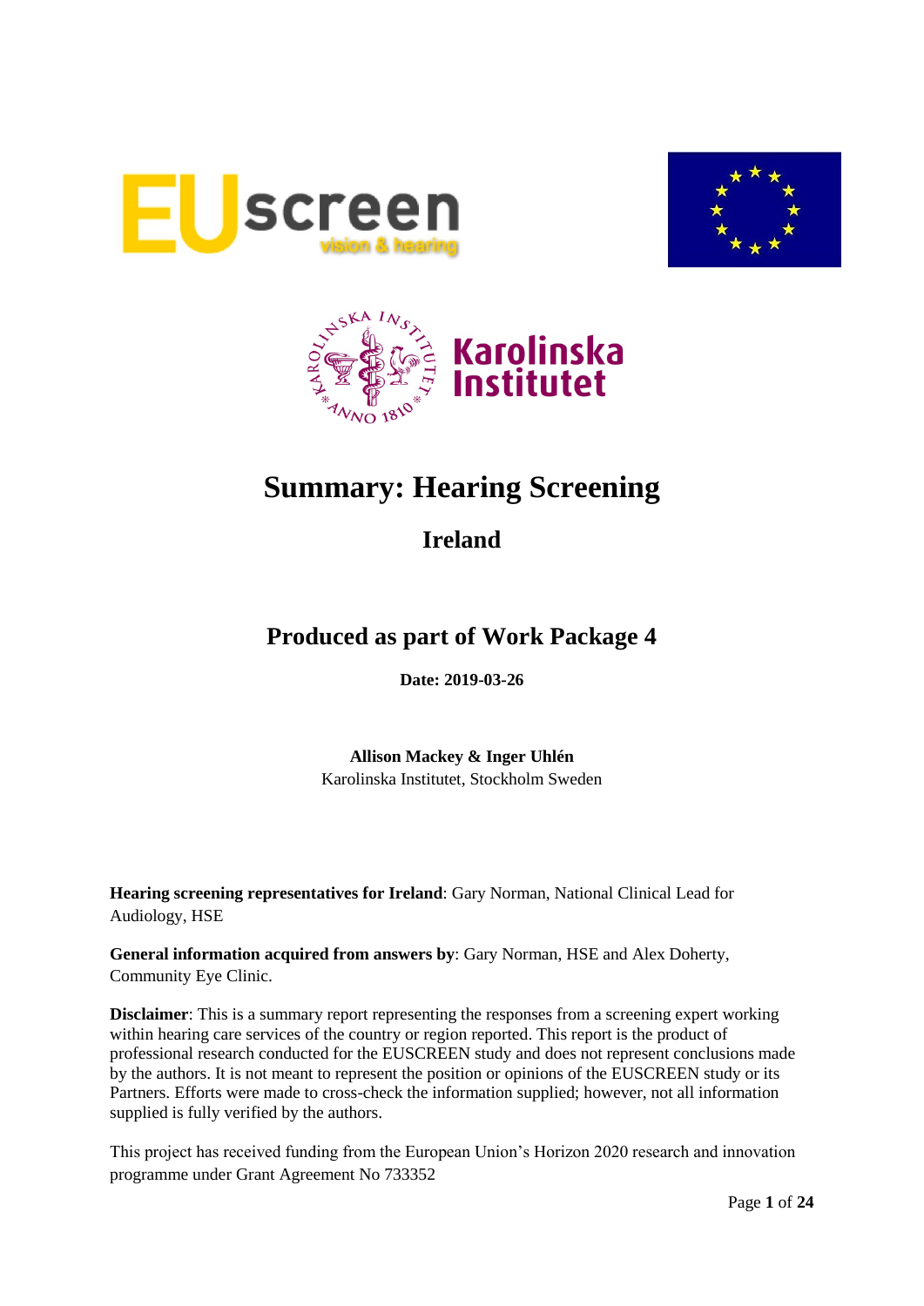# Summary: Hearing Screening

## Ireland

## Produced as part of Work Package 4

**Date: 2019-03-26**

**Allison Mackey & Inger Uhlén**
Karolinska Institutet, Stockholm Sweden

**Hearing screening representatives for Ireland**: Gary Norman, National Clinical Lead for Audiology, HSE

**General information acquired from answers by**: Gary Norman, HSE and Alex Doherty, Community Eye Clinic.

**Disclaimer**: This is a summary report representing the responses from a screening expert working within hearing care services of the country or region reported. This report is the product of professional research conducted for the EUSCREEN study and does not represent conclusions made by the authors. It is not meant to represent the position or opinions of the EUSCREEN study or its Partners. Efforts were made to cross-check the information supplied; however, not all information supplied is fully verified by the authors.

This project has received funding from the European Union's Horizon 2020 research and innovation programme under Grant Agreement No 733352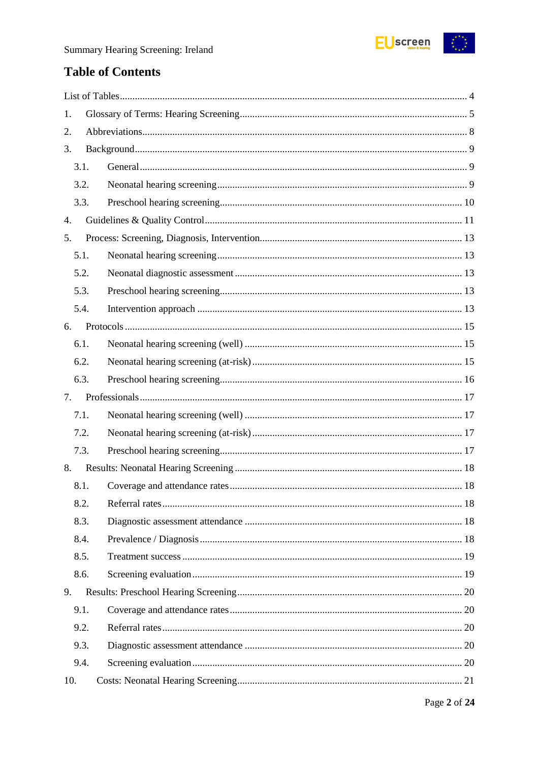# Table of Contents

List of Tables ..... 4

1. Glossary of Terms: Hearing Screening ..... 5
2. Abbreviations ..... 8
3. Background ..... 9
   - 3.1. General ..... 9
   - 3.2. Neonatal hearing screening ..... 9
   - 3.3. Preschool hearing screening ..... 10
4. Guidelines & Quality Control ..... 11
5. Process: Screening, Diagnosis, Intervention ..... 13
   - 5.1. Neonatal hearing screening ..... 13
   - 5.2. Neonatal diagnostic assessment ..... 13
   - 5.3. Preschool hearing screening ..... 13
   - 5.4. Intervention approach ..... 13
6. Protocols ..... 15
   - 6.1. Neonatal hearing screening (well) ..... 15
   - 6.2. Neonatal hearing screening (at-risk) ..... 15
   - 6.3. Preschool hearing screening ..... 16
7. Professionals ..... 17
   - 7.1. Neonatal hearing screening (well) ..... 17
   - 7.2. Neonatal hearing screening (at-risk) ..... 17
   - 7.3. Preschool hearing screening ..... 17
8. Results: Neonatal Hearing Screening ..... 18
   - 8.1. Coverage and attendance rates ..... 18
   - 8.2. Referral rates ..... 18
   - 8.3. Diagnostic assessment attendance ..... 18
   - 8.4. Prevalence / Diagnosis ..... 18
   - 8.5. Treatment success ..... 19
   - 8.6. Screening evaluation ..... 19
9. Results: Preschool Hearing Screening ..... 20
   - 9.1. Coverage and attendance rates ..... 20
   - 9.2. Referral rates ..... 20
   - 9.3. Diagnostic assessment attendance ..... 20
   - 9.4. Screening evaluation ..... 20
10. Costs: Neonatal Hearing Screening ..... 21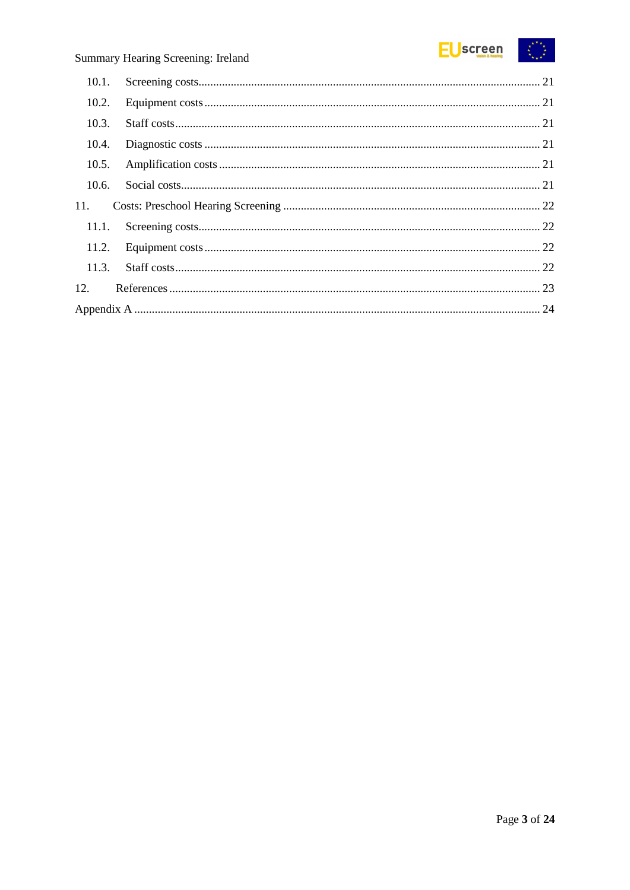10.1. Screening costs ..... 21
10.2. Equipment costs ..... 21
10.3. Staff costs ..... 21
10.4. Diagnostic costs ..... 21
10.5. Amplification costs ..... 21
10.6. Social costs ..... 21

11. Costs: Preschool Hearing Screening ..... 22
11.1. Screening costs ..... 22
11.2. Equipment costs ..... 22
11.3. Staff costs ..... 22

12. References ..... 23

Appendix A ..... 24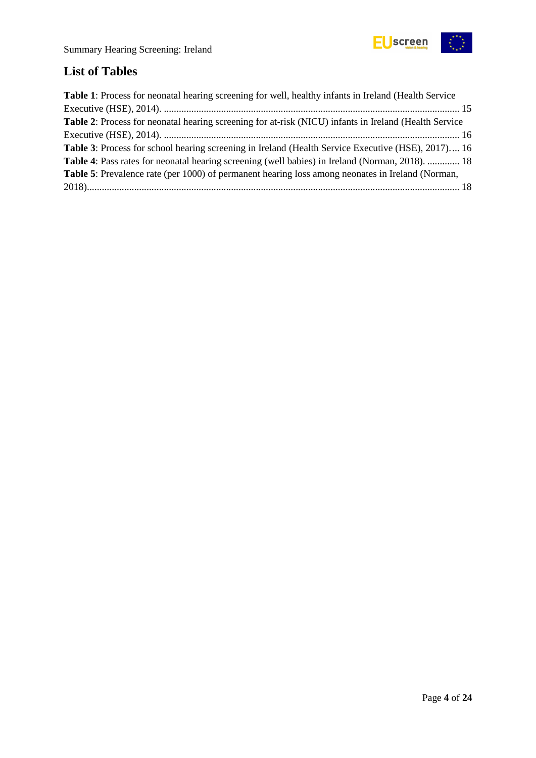## List of Tables

**Table 1**: Process for neonatal hearing screening for well, healthy infants in Ireland (Health Service Executive (HSE), 2014). ...... 15

**Table 2**: Process for neonatal hearing screening for at-risk (NICU) infants in Ireland (Health Service Executive (HSE), 2014). ...... 16

**Table 3**: Process for school hearing screening in Ireland (Health Service Executive (HSE), 2017). ... 16

**Table 4**: Pass rates for neonatal hearing screening (well babies) in Ireland (Norman, 2018). ...... 18

**Table 5**: Prevalence rate (per 1000) of permanent hearing loss among neonates in Ireland (Norman, 2018). ...... 18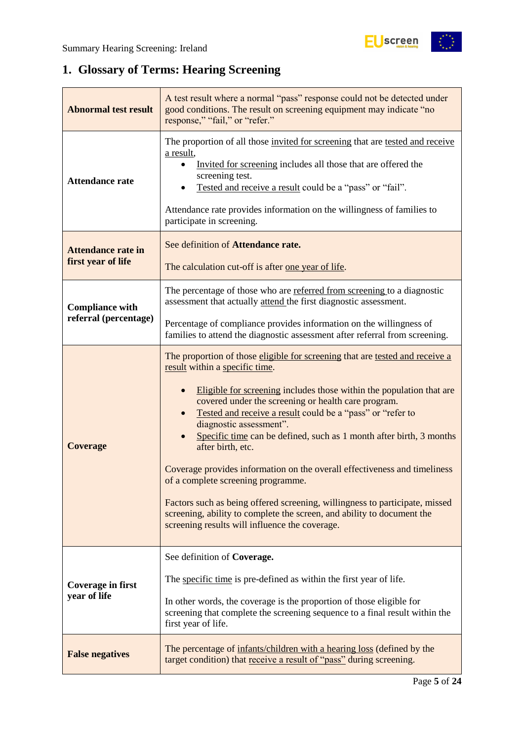# 1. Glossary of Terms: Hearing Screening

| | |
|---|---|
| **Abnormal test result** | A test result where a normal "pass" response could not be detected under good conditions. The result on screening equipment may indicate "no response," "fail," or "refer." |
| **Attendance rate** | The proportion of all those invited for screening that are tested and receive a result,<br>• Invited for screening includes all those that are offered the screening test.<br>• Tested and receive a result could be a "pass" or "fail".<br><br>Attendance rate provides information on the willingness of families to participate in screening. |
| **Attendance rate in first year of life** | See definition of **Attendance rate.**<br><br>The calculation cut-off is after one year of life. |
| **Compliance with referral (percentage)** | The percentage of those who are referred from screening to a diagnostic assessment that actually attend the first diagnostic assessment.<br><br>Percentage of compliance provides information on the willingness of families to attend the diagnostic assessment after referral from screening. |
| **Coverage** | The proportion of those eligible for screening that are tested and receive a result within a specific time.<br><br>• Eligible for screening includes those within the population that are covered under the screening or health care program.<br>• Tested and receive a result could be a "pass" or "refer to diagnostic assessment".<br>• Specific time can be defined, such as 1 month after birth, 3 months after birth, etc.<br><br>Coverage provides information on the overall effectiveness and timeliness of a complete screening programme.<br><br>Factors such as being offered screening, willingness to participate, missed screening, ability to complete the screen, and ability to document the screening results will influence the coverage. |
| **Coverage in first year of life** | See definition of **Coverage.**<br><br>The specific time is pre-defined as within the first year of life.<br><br>In other words, the coverage is the proportion of those eligible for screening that complete the screening sequence to a final result within the first year of life. |
| **False negatives** | The percentage of infants/children with a hearing loss (defined by the target condition) that receive a result of "pass" during screening. |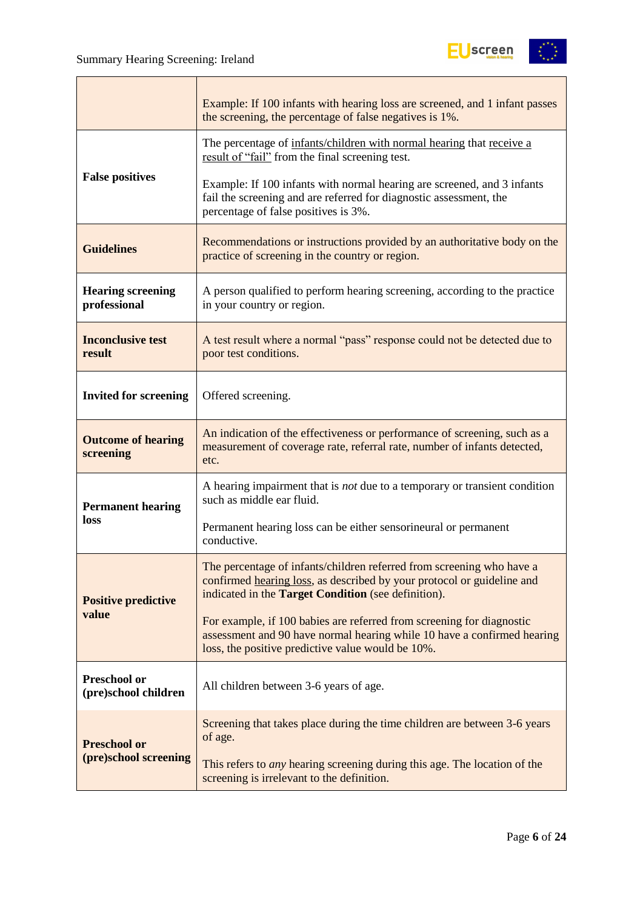| | |
|---|---|
| | Example: If 100 infants with hearing loss are screened, and 1 infant passes the screening, the percentage of false negatives is 1%. |
| **False positives** | The percentage of infants/children with normal hearing that receive a result of "fail" from the final screening test.<br><br>Example: If 100 infants with normal hearing are screened, and 3 infants fail the screening and are referred for diagnostic assessment, the percentage of false positives is 3%. |
| **Guidelines** | Recommendations or instructions provided by an authoritative body on the practice of screening in the country or region. |
| **Hearing screening professional** | A person qualified to perform hearing screening, according to the practice in your country or region. |
| **Inconclusive test result** | A test result where a normal "pass" response could not be detected due to poor test conditions. |
| **Invited for screening** | Offered screening. |
| **Outcome of hearing screening** | An indication of the effectiveness or performance of screening, such as a measurement of coverage rate, referral rate, number of infants detected, etc. |
| **Permanent hearing loss** | A hearing impairment that is *not* due to a temporary or transient condition such as middle ear fluid.<br><br>Permanent hearing loss can be either sensorineural or permanent conductive. |
| **Positive predictive value** | The percentage of infants/children referred from screening who have a confirmed hearing loss, as described by your protocol or guideline and indicated in the **Target Condition** (see definition).<br><br>For example, if 100 babies are referred from screening for diagnostic assessment and 90 have normal hearing while 10 have a confirmed hearing loss, the positive predictive value would be 10%. |
| **Preschool or (pre)school children** | All children between 3-6 years of age. |
| **Preschool or (pre)school screening** | Screening that takes place during the time children are between 3-6 years of age.<br><br>This refers to *any* hearing screening during this age. The location of the screening is irrelevant to the definition. |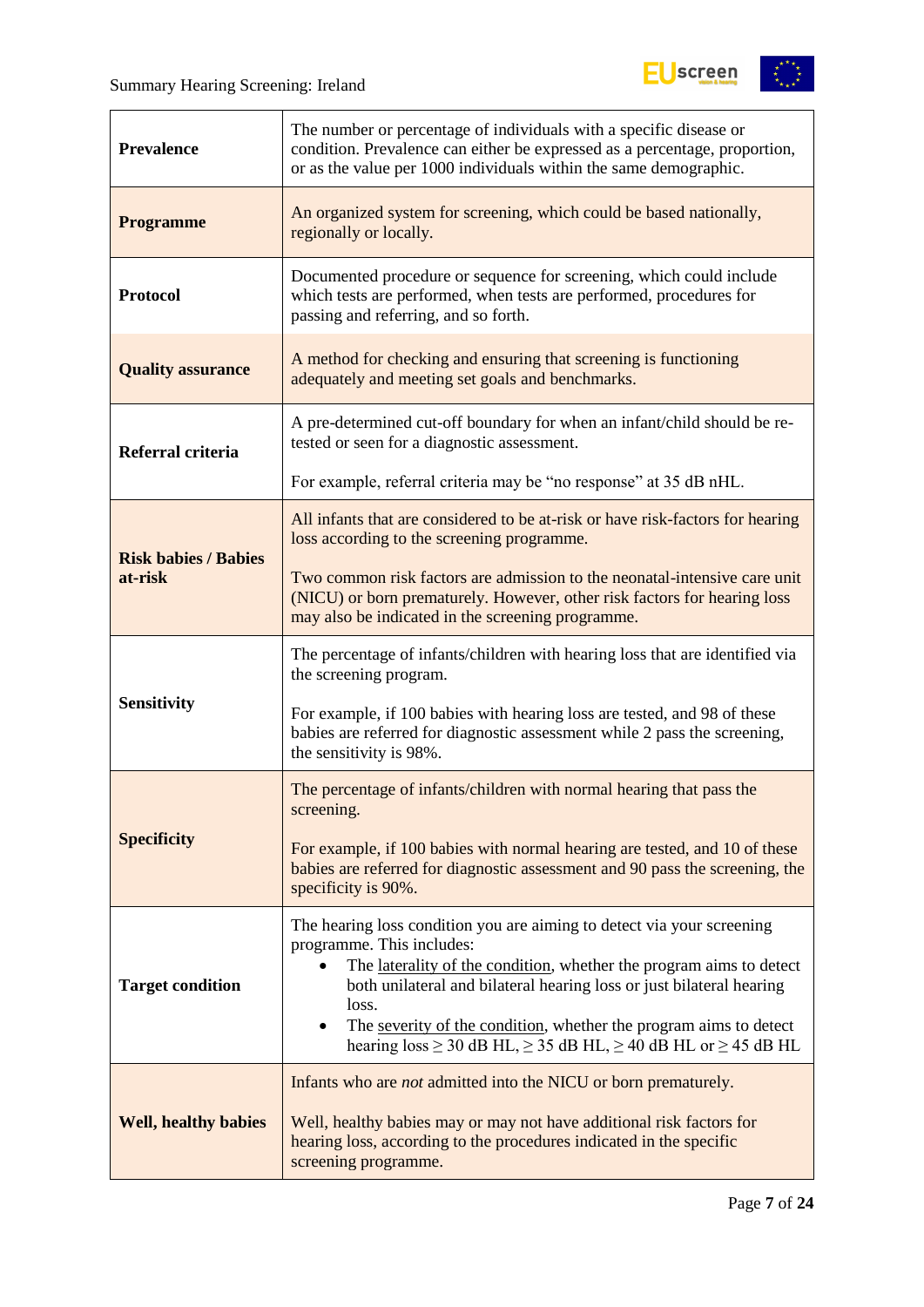| | |
|---|---|
| **Prevalence** | The number or percentage of individuals with a specific disease or condition. Prevalence can either be expressed as a percentage, proportion, or as the value per 1000 individuals within the same demographic. |
| **Programme** | An organized system for screening, which could be based nationally, regionally or locally. |
| **Protocol** | Documented procedure or sequence for screening, which could include which tests are performed, when tests are performed, procedures for passing and referring, and so forth. |
| **Quality assurance** | A method for checking and ensuring that screening is functioning adequately and meeting set goals and benchmarks. |
| **Referral criteria** | A pre-determined cut-off boundary for when an infant/child should be re-tested or seen for a diagnostic assessment.<br><br>For example, referral criteria may be “no response” at 35 dB nHL. |
| **Risk babies / Babies at-risk** | All infants that are considered to be at-risk or have risk-factors for hearing loss according to the screening programme.<br><br>Two common risk factors are admission to the neonatal-intensive care unit (NICU) or born prematurely. However, other risk factors for hearing loss may also be indicated in the screening programme. |
| **Sensitivity** | The percentage of infants/children with hearing loss that are identified via the screening program.<br><br>For example, if 100 babies with hearing loss are tested, and 98 of these babies are referred for diagnostic assessment while 2 pass the screening, the sensitivity is 98%. |
| **Specificity** | The percentage of infants/children with normal hearing that pass the screening.<br><br>For example, if 100 babies with normal hearing are tested, and 10 of these babies are referred for diagnostic assessment and 90 pass the screening, the specificity is 90%. |
| **Target condition** | The hearing loss condition you are aiming to detect via your screening programme. This includes:<br>• The laterality of the condition, whether the program aims to detect both unilateral and bilateral hearing loss or just bilateral hearing loss.<br>• The severity of the condition, whether the program aims to detect hearing loss ≥ 30 dB HL, ≥ 35 dB HL, ≥ 40 dB HL or ≥ 45 dB HL |
| **Well, healthy babies** | Infants who are *not* admitted into the NICU or born prematurely.<br><br>Well, healthy babies may or may not have additional risk factors for hearing loss, according to the procedures indicated in the specific screening programme. |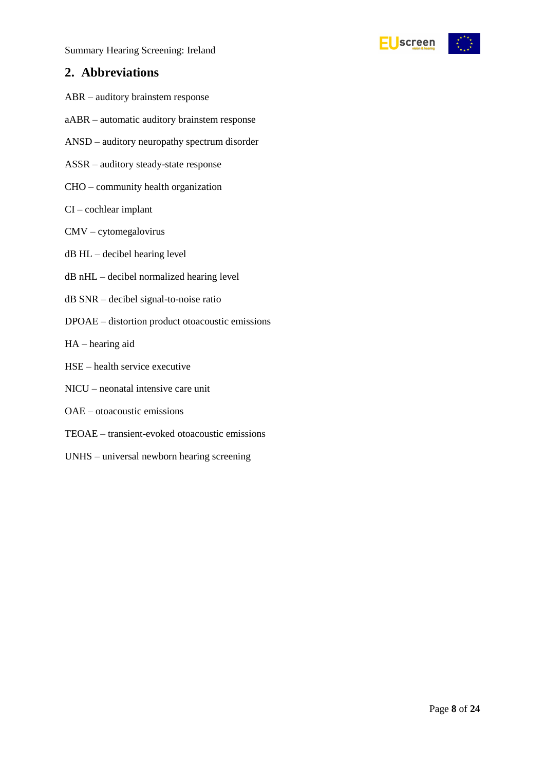## 2. Abbreviations

ABR – auditory brainstem response

aABR – automatic auditory brainstem response

ANSD – auditory neuropathy spectrum disorder

ASSR – auditory steady-state response

CHO – community health organization

CI – cochlear implant

CMV – cytomegalovirus

dB HL – decibel hearing level

dB nHL – decibel normalized hearing level

dB SNR – decibel signal-to-noise ratio

DPOAE – distortion product otoacoustic emissions

HA – hearing aid

HSE – health service executive

NICU – neonatal intensive care unit

OAE – otoacoustic emissions

TEOAE – transient-evoked otoacoustic emissions

UNHS – universal newborn hearing screening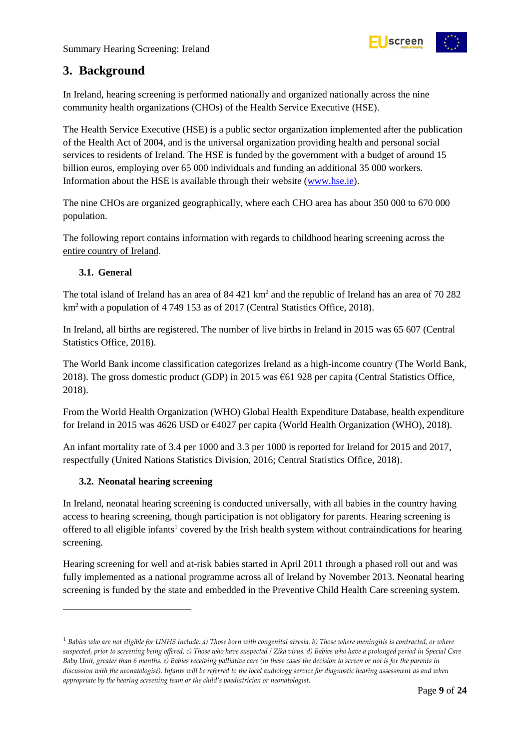## 3. Background

In Ireland, hearing screening is performed nationally and organized nationally across the nine community health organizations (CHOs) of the Health Service Executive (HSE).

The Health Service Executive (HSE) is a public sector organization implemented after the publication of the Health Act of 2004, and is the universal organization providing health and personal social services to residents of Ireland. The HSE is funded by the government with a budget of around 15 billion euros, employing over 65 000 individuals and funding an additional 35 000 workers. Information about the HSE is available through their website (www.hse.ie).

The nine CHOs are organized geographically, where each CHO area has about 350 000 to 670 000 population.

The following report contains information with regards to childhood hearing screening across the entire country of Ireland.

### 3.1. General

The total island of Ireland has an area of 84 421 km$^2$ and the republic of Ireland has an area of 70 282 km$^2$ with a population of 4 749 153 as of 2017 (Central Statistics Office, 2018).

In Ireland, all births are registered. The number of live births in Ireland in 2015 was 65 607 (Central Statistics Office, 2018).

The World Bank income classification categorizes Ireland as a high-income country (The World Bank, 2018). The gross domestic product (GDP) in 2015 was €61 928 per capita (Central Statistics Office, 2018).

From the World Health Organization (WHO) Global Health Expenditure Database, health expenditure for Ireland in 2015 was 4626 USD or €4027 per capita (World Health Organization (WHO), 2018).

An infant mortality rate of 3.4 per 1000 and 3.3 per 1000 is reported for Ireland for 2015 and 2017, respectfully (United Nations Statistics Division, 2016; Central Statistics Office, 2018).

### 3.2. Neonatal hearing screening

In Ireland, neonatal hearing screening is conducted universally, with all babies in the country having access to hearing screening, though participation is not obligatory for parents. Hearing screening is offered to all eligible infants[1] covered by the Irish health system without contraindications for hearing screening.

Hearing screening for well and at-risk babies started in April 2011 through a phased roll out and was fully implemented as a national programme across all of Ireland by November 2013. Neonatal hearing screening is funded by the state and embedded in the Preventive Child Health Care screening system.

---

[1] *Babies who are not eligible for UNHS include: a) Those born with congenital atresia. b) Those where meningitis is contracted, or where suspected, prior to screening being offered. c) Those who have suspected / Zika virus. d) Babies who have a prolonged period in Special Care Baby Unit, greater than 6 months. e) Babies receiving palliative care (in these cases the decision to screen or not is for the parents in discussion with the neonatologist). Infants will be referred to the local audiology service for diagnostic hearing assessment as and when appropriate by the hearing screening team or the child's paediatrician or neonatologist.*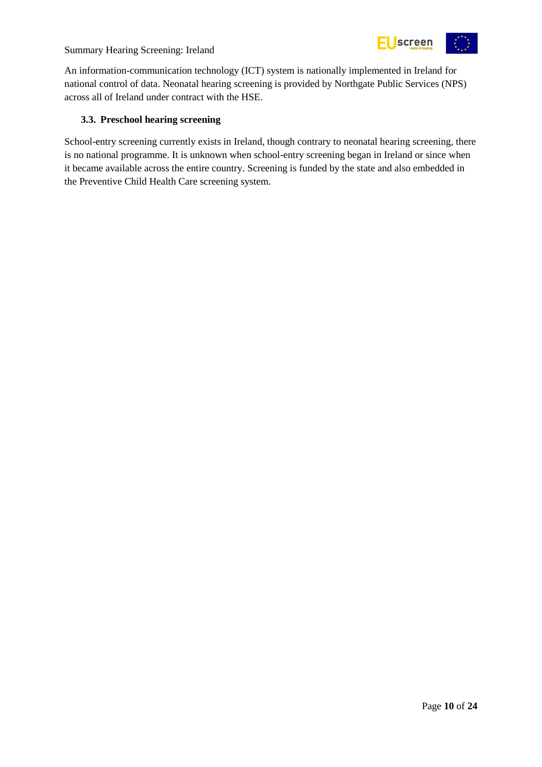An information-communication technology (ICT) system is nationally implemented in Ireland for national control of data. Neonatal hearing screening is provided by Northgate Public Services (NPS) across all of Ireland under contract with the HSE.

### 3.3. Preschool hearing screening

School-entry screening currently exists in Ireland, though contrary to neonatal hearing screening, there is no national programme. It is unknown when school-entry screening began in Ireland or since when it became available across the entire country. Screening is funded by the state and also embedded in the Preventive Child Health Care screening system.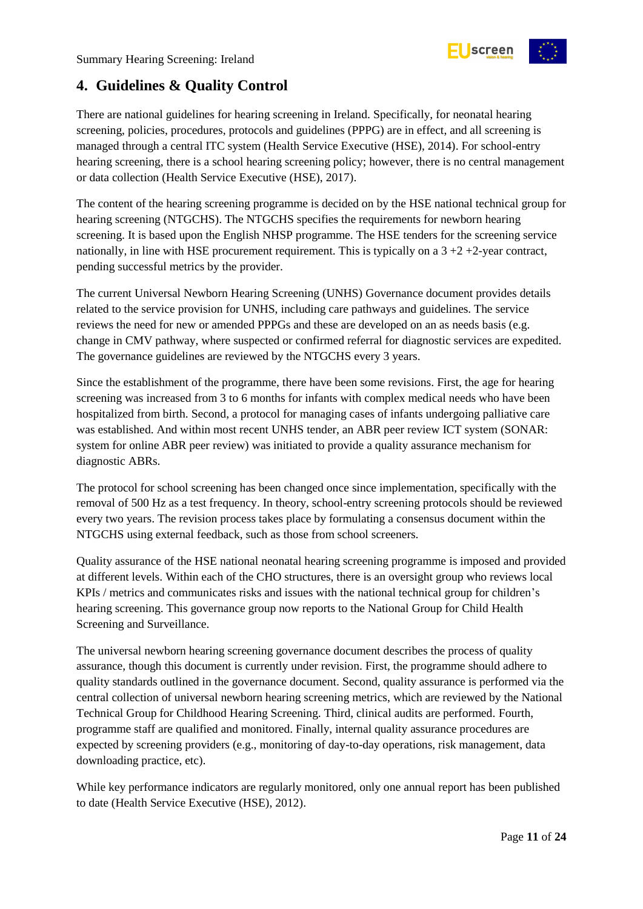## 4. Guidelines & Quality Control

There are national guidelines for hearing screening in Ireland. Specifically, for neonatal hearing screening, policies, procedures, protocols and guidelines (PPPG) are in effect, and all screening is managed through a central ITC system (Health Service Executive (HSE), 2014). For school-entry hearing screening, there is a school hearing screening policy; however, there is no central management or data collection (Health Service Executive (HSE), 2017).

The content of the hearing screening programme is decided on by the HSE national technical group for hearing screening (NTGCHS). The NTGCHS specifies the requirements for newborn hearing screening. It is based upon the English NHSP programme. The HSE tenders for the screening service nationally, in line with HSE procurement requirement. This is typically on a 3 +2 +2-year contract, pending successful metrics by the provider.

The current Universal Newborn Hearing Screening (UNHS) Governance document provides details related to the service provision for UNHS, including care pathways and guidelines. The service reviews the need for new or amended PPPGs and these are developed on an as needs basis (e.g. change in CMV pathway, where suspected or confirmed referral for diagnostic services are expedited. The governance guidelines are reviewed by the NTGCHS every 3 years.

Since the establishment of the programme, there have been some revisions. First, the age for hearing screening was increased from 3 to 6 months for infants with complex medical needs who have been hospitalized from birth. Second, a protocol for managing cases of infants undergoing palliative care was established. And within most recent UNHS tender, an ABR peer review ICT system (SONAR: system for online ABR peer review) was initiated to provide a quality assurance mechanism for diagnostic ABRs.

The protocol for school screening has been changed once since implementation, specifically with the removal of 500 Hz as a test frequency. In theory, school-entry screening protocols should be reviewed every two years. The revision process takes place by formulating a consensus document within the NTGCHS using external feedback, such as those from school screeners.

Quality assurance of the HSE national neonatal hearing screening programme is imposed and provided at different levels. Within each of the CHO structures, there is an oversight group who reviews local KPIs / metrics and communicates risks and issues with the national technical group for children's hearing screening. This governance group now reports to the National Group for Child Health Screening and Surveillance.

The universal newborn hearing screening governance document describes the process of quality assurance, though this document is currently under revision. First, the programme should adhere to quality standards outlined in the governance document. Second, quality assurance is performed via the central collection of universal newborn hearing screening metrics, which are reviewed by the National Technical Group for Childhood Hearing Screening. Third, clinical audits are performed. Fourth, programme staff are qualified and monitored. Finally, internal quality assurance procedures are expected by screening providers (e.g., monitoring of day-to-day operations, risk management, data downloading practice, etc).

While key performance indicators are regularly monitored, only one annual report has been published to date (Health Service Executive (HSE), 2012).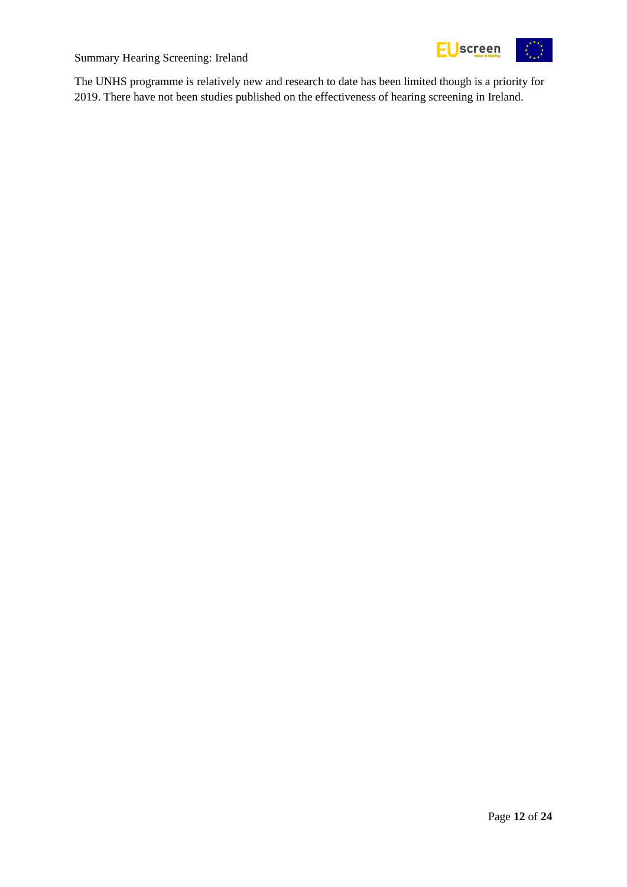The UNHS programme is relatively new and research to date has been limited though is a priority for 2019. There have not been studies published on the effectiveness of hearing screening in Ireland.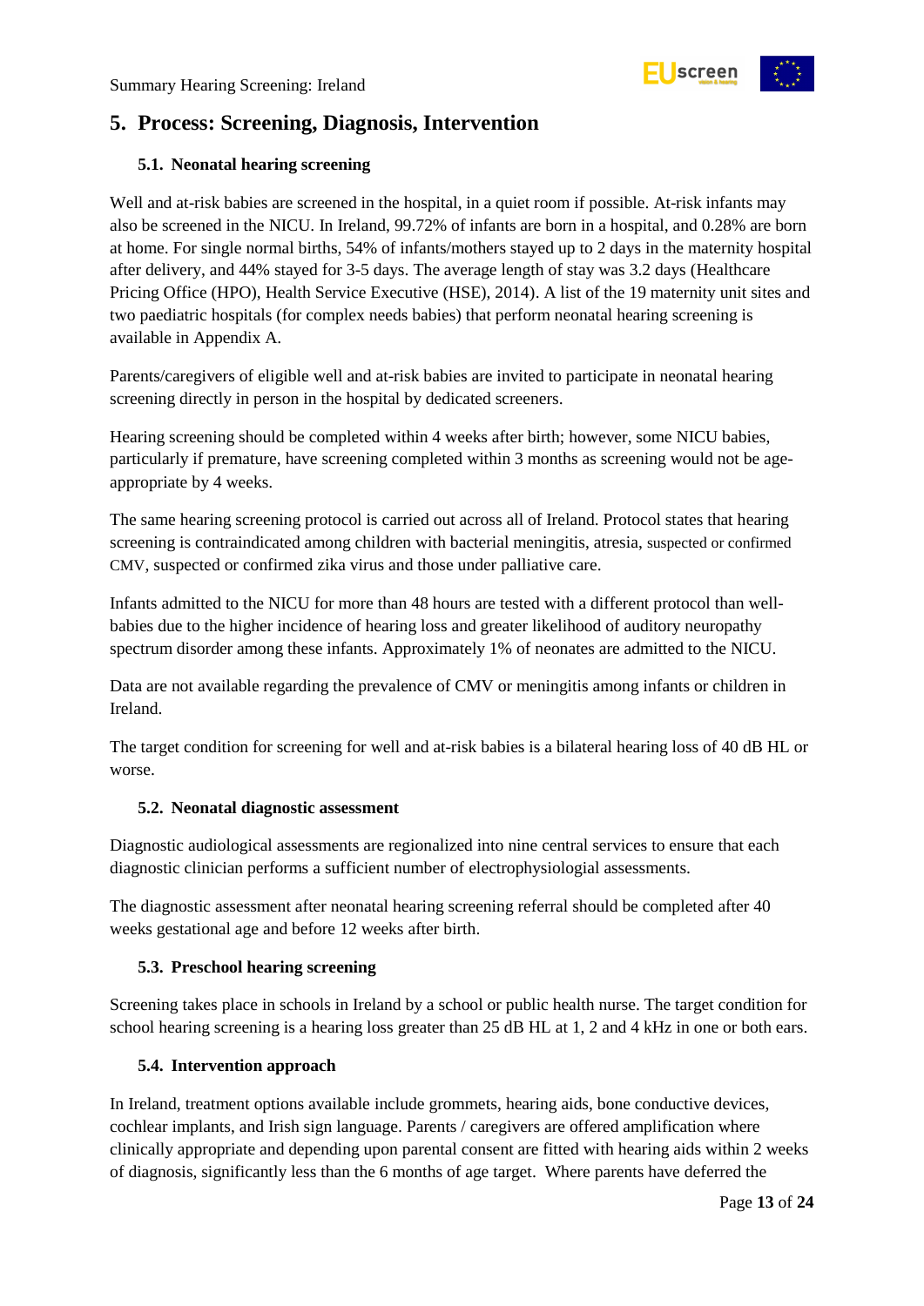## 5. Process: Screening, Diagnosis, Intervention

### 5.1. Neonatal hearing screening

Well and at-risk babies are screened in the hospital, in a quiet room if possible. At-risk infants may also be screened in the NICU. In Ireland, 99.72% of infants are born in a hospital, and 0.28% are born at home. For single normal births, 54% of infants/mothers stayed up to 2 days in the maternity hospital after delivery, and 44% stayed for 3-5 days. The average length of stay was 3.2 days (Healthcare Pricing Office (HPO), Health Service Executive (HSE), 2014). A list of the 19 maternity unit sites and two paediatric hospitals (for complex needs babies) that perform neonatal hearing screening is available in Appendix A.

Parents/caregivers of eligible well and at-risk babies are invited to participate in neonatal hearing screening directly in person in the hospital by dedicated screeners.

Hearing screening should be completed within 4 weeks after birth; however, some NICU babies, particularly if premature, have screening completed within 3 months as screening would not be age-appropriate by 4 weeks.

The same hearing screening protocol is carried out across all of Ireland. Protocol states that hearing screening is contraindicated among children with bacterial meningitis, atresia, suspected or confirmed CMV, suspected or confirmed zika virus and those under palliative care.

Infants admitted to the NICU for more than 48 hours are tested with a different protocol than well-babies due to the higher incidence of hearing loss and greater likelihood of auditory neuropathy spectrum disorder among these infants. Approximately 1% of neonates are admitted to the NICU.

Data are not available regarding the prevalence of CMV or meningitis among infants or children in Ireland.

The target condition for screening for well and at-risk babies is a bilateral hearing loss of 40 dB HL or worse.

### 5.2. Neonatal diagnostic assessment

Diagnostic audiological assessments are regionalized into nine central services to ensure that each diagnostic clinician performs a sufficient number of electrophysiologial assessments.

The diagnostic assessment after neonatal hearing screening referral should be completed after 40 weeks gestational age and before 12 weeks after birth.

### 5.3. Preschool hearing screening

Screening takes place in schools in Ireland by a school or public health nurse. The target condition for school hearing screening is a hearing loss greater than 25 dB HL at 1, 2 and 4 kHz in one or both ears.

### 5.4. Intervention approach

In Ireland, treatment options available include grommets, hearing aids, bone conductive devices, cochlear implants, and Irish sign language. Parents / caregivers are offered amplification where clinically appropriate and depending upon parental consent are fitted with hearing aids within 2 weeks of diagnosis, significantly less than the 6 months of age target. Where parents have deferred the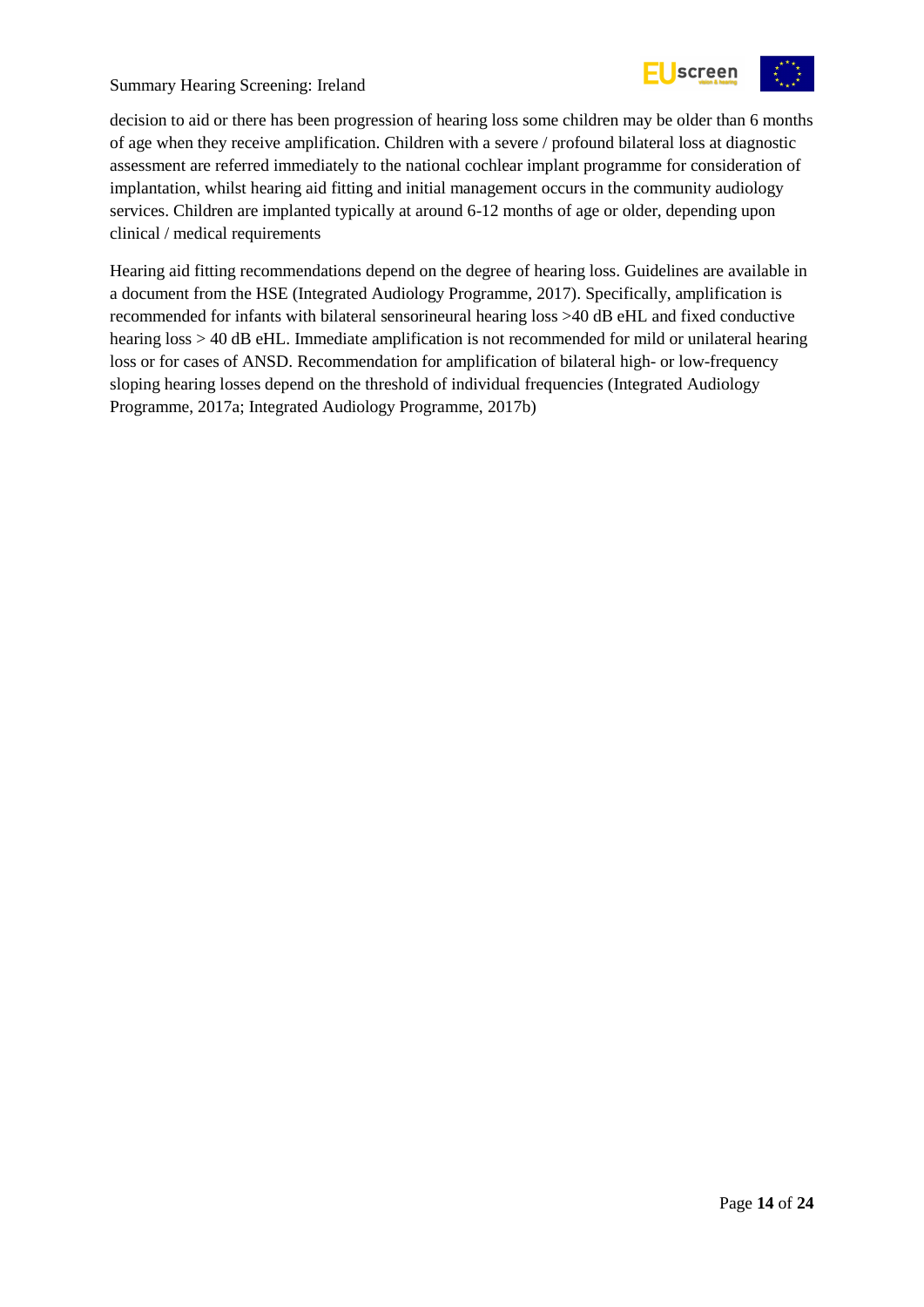decision to aid or there has been progression of hearing loss some children may be older than 6 months of age when they receive amplification. Children with a severe / profound bilateral loss at diagnostic assessment are referred immediately to the national cochlear implant programme for consideration of implantation, whilst hearing aid fitting and initial management occurs in the community audiology services. Children are implanted typically at around 6-12 months of age or older, depending upon clinical / medical requirements

Hearing aid fitting recommendations depend on the degree of hearing loss. Guidelines are available in a document from the HSE (Integrated Audiology Programme, 2017). Specifically, amplification is recommended for infants with bilateral sensorineural hearing loss >40 dB eHL and fixed conductive hearing loss > 40 dB eHL. Immediate amplification is not recommended for mild or unilateral hearing loss or for cases of ANSD. Recommendation for amplification of bilateral high- or low-frequency sloping hearing losses depend on the threshold of individual frequencies (Integrated Audiology Programme, 2017a; Integrated Audiology Programme, 2017b)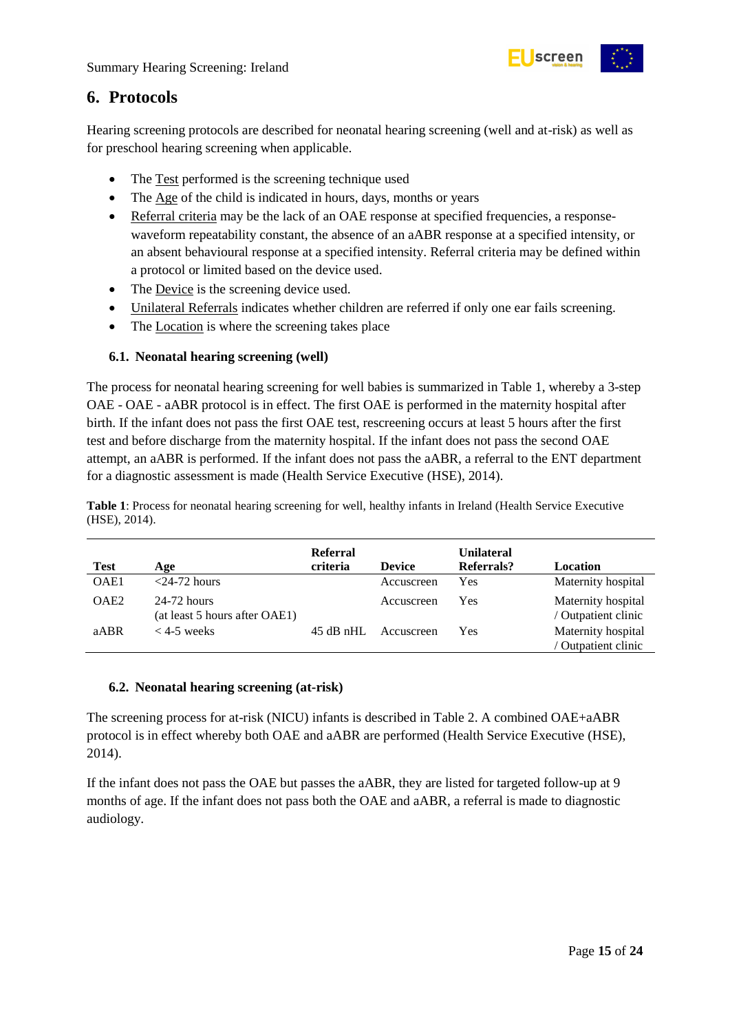# 6. Protocols

Hearing screening protocols are described for neonatal hearing screening (well and at-risk) as well as for preschool hearing screening when applicable.

- The Test performed is the screening technique used
- The Age of the child is indicated in hours, days, months or years
- Referral criteria may be the lack of an OAE response at specified frequencies, a response-waveform repeatability constant, the absence of an aABR response at a specified intensity, or an absent behavioural response at a specified intensity. Referral criteria may be defined within a protocol or limited based on the device used.
- The Device is the screening device used.
- Unilateral Referrals indicates whether children are referred if only one ear fails screening.
- The Location is where the screening takes place

## 6.1. Neonatal hearing screening (well)

The process for neonatal hearing screening for well babies is summarized in Table 1, whereby a 3-step OAE - OAE - aABR protocol is in effect. The first OAE is performed in the maternity hospital after birth. If the infant does not pass the first OAE test, rescreening occurs at least 5 hours after the first test and before discharge from the maternity hospital. If the infant does not pass the second OAE attempt, an aABR is performed. If the infant does not pass the aABR, a referral to the ENT department for a diagnostic assessment is made (Health Service Executive (HSE), 2014).

**Table 1**: Process for neonatal hearing screening for well, healthy infants in Ireland (Health Service Executive (HSE), 2014).

| Test | Age | Referral criteria | Device | Unilateral Referrals? | Location |
|---|---|---|---|---|---|
| OAE1 | <24-72 hours | | Accuscreen | Yes | Maternity hospital |
| OAE2 | 24-72 hours (at least 5 hours after OAE1) | | Accuscreen | Yes | Maternity hospital / Outpatient clinic |
| aABR | < 4-5 weeks | 45 dB nHL | Accuscreen | Yes | Maternity hospital / Outpatient clinic |

## 6.2. Neonatal hearing screening (at-risk)

The screening process for at-risk (NICU) infants is described in Table 2. A combined OAE+aABR protocol is in effect whereby both OAE and aABR are performed (Health Service Executive (HSE), 2014).

If the infant does not pass the OAE but passes the aABR, they are listed for targeted follow-up at 9 months of age. If the infant does not pass both the OAE and aABR, a referral is made to diagnostic audiology.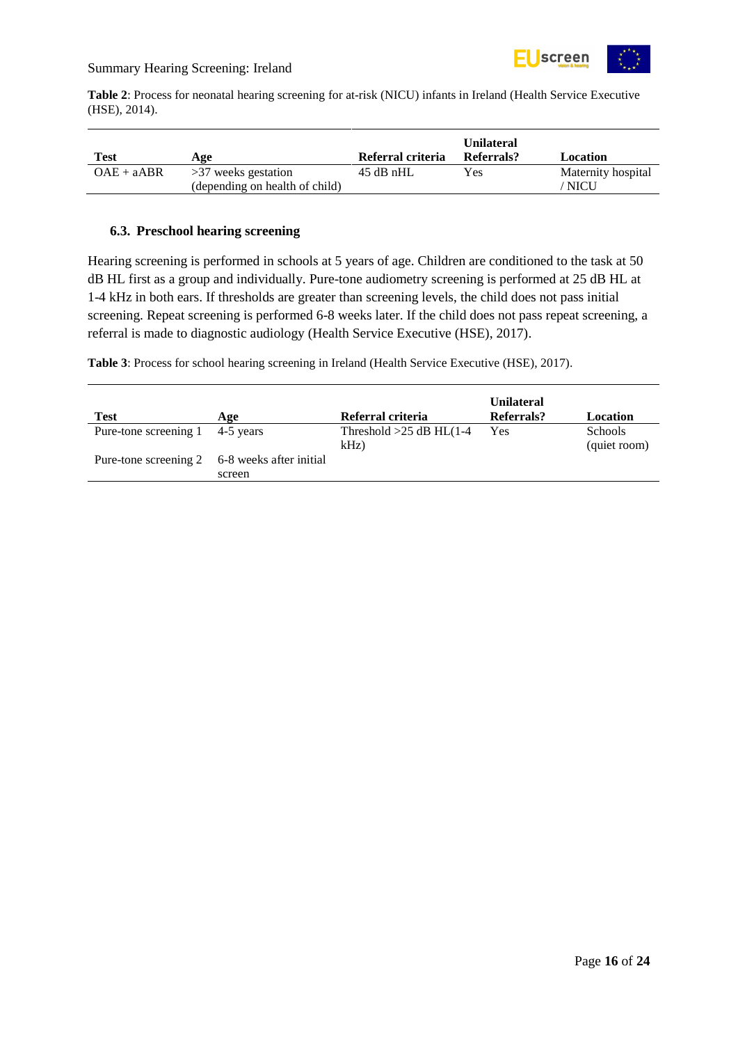**Table 2**: Process for neonatal hearing screening for at-risk (NICU) infants in Ireland (Health Service Executive (HSE), 2014).

| Test | Age | Referral criteria | Unilateral Referrals? | Location |
|---|---|---|---|---|
| OAE + aABR | >37 weeks gestation (depending on health of child) | 45 dB nHL | Yes | Maternity hospital / NICU |

### 6.3. Preschool hearing screening

Hearing screening is performed in schools at 5 years of age. Children are conditioned to the task at 50 dB HL first as a group and individually. Pure-tone audiometry screening is performed at 25 dB HL at 1-4 kHz in both ears. If thresholds are greater than screening levels, the child does not pass initial screening. Repeat screening is performed 6-8 weeks later. If the child does not pass repeat screening, a referral is made to diagnostic audiology (Health Service Executive (HSE), 2017).

**Table 3**: Process for school hearing screening in Ireland (Health Service Executive (HSE), 2017).

| Test | Age | Referral criteria | Unilateral Referrals? | Location |
|---|---|---|---|---|
| Pure-tone screening 1 | 4-5 years | Threshold >25 dB HL(1-4 kHz) | Yes | Schools (quiet room) |
| Pure-tone screening 2 | 6-8 weeks after initial screen | | | |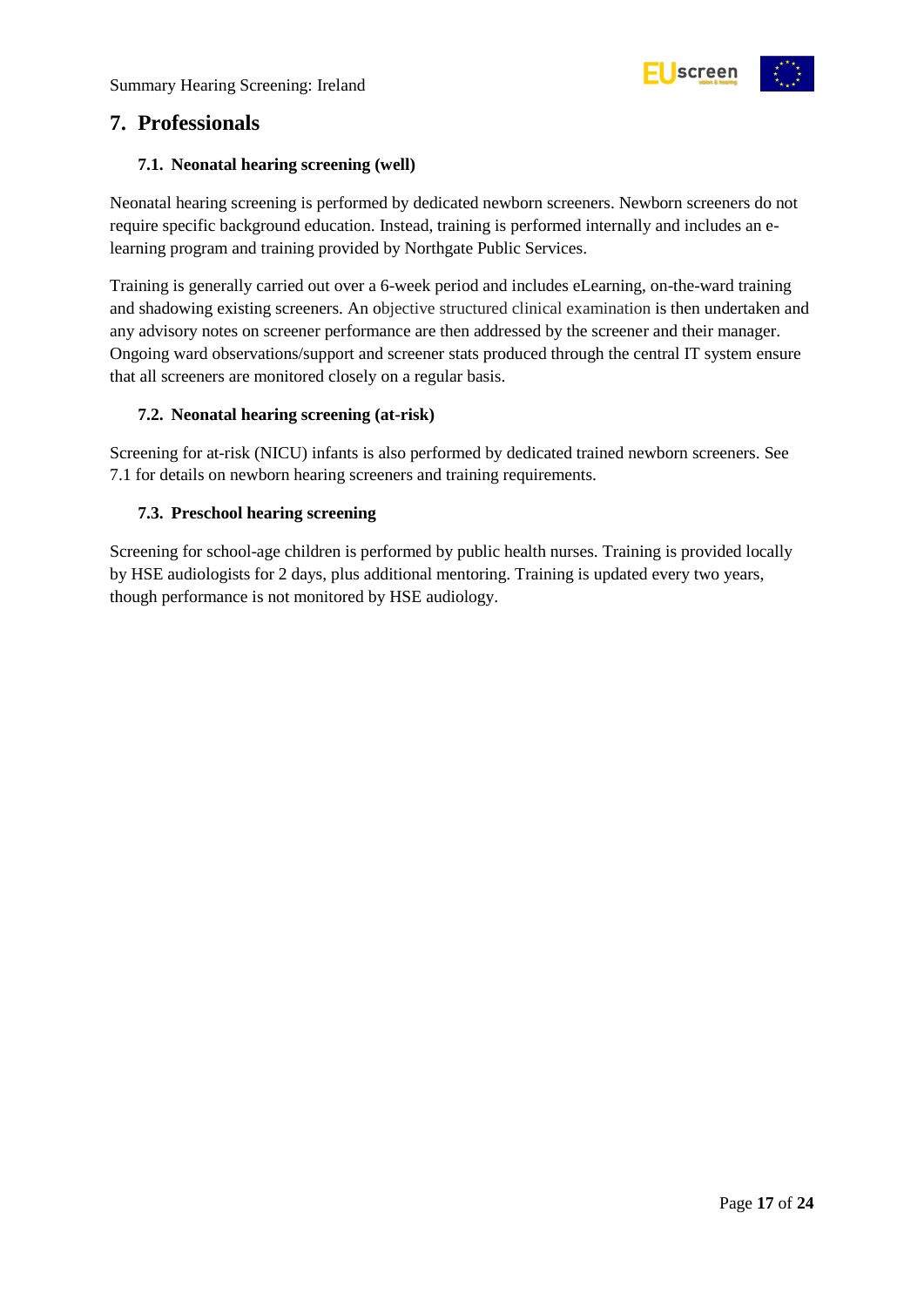# 7. Professionals

## 7.1. Neonatal hearing screening (well)

Neonatal hearing screening is performed by dedicated newborn screeners. Newborn screeners do not require specific background education. Instead, training is performed internally and includes an e-learning program and training provided by Northgate Public Services.

Training is generally carried out over a 6-week period and includes eLearning, on-the-ward training and shadowing existing screeners. An objective structured clinical examination is then undertaken and any advisory notes on screener performance are then addressed by the screener and their manager. Ongoing ward observations/support and screener stats produced through the central IT system ensure that all screeners are monitored closely on a regular basis.

## 7.2. Neonatal hearing screening (at-risk)

Screening for at-risk (NICU) infants is also performed by dedicated trained newborn screeners. See 7.1 for details on newborn hearing screeners and training requirements.

## 7.3. Preschool hearing screening

Screening for school-age children is performed by public health nurses. Training is provided locally by HSE audiologists for 2 days, plus additional mentoring. Training is updated every two years, though performance is not monitored by HSE audiology.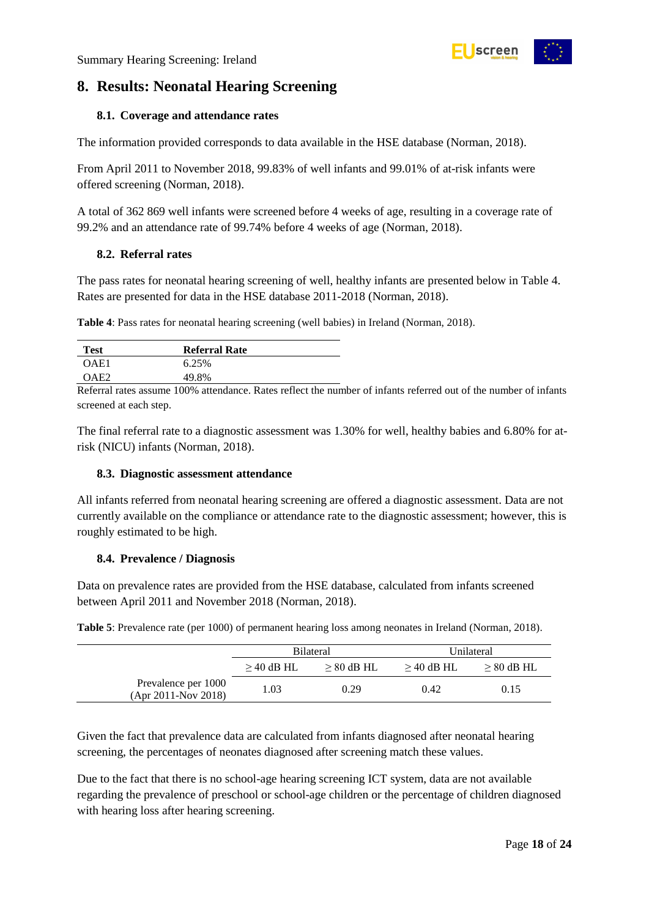## 8. Results: Neonatal Hearing Screening

### 8.1. Coverage and attendance rates

The information provided corresponds to data available in the HSE database (Norman, 2018).

From April 2011 to November 2018, 99.83% of well infants and 99.01% of at-risk infants were offered screening (Norman, 2018).

A total of 362 869 well infants were screened before 4 weeks of age, resulting in a coverage rate of 99.2% and an attendance rate of 99.74% before 4 weeks of age (Norman, 2018).

### 8.2. Referral rates

The pass rates for neonatal hearing screening of well, healthy infants are presented below in Table 4. Rates are presented for data in the HSE database 2011-2018 (Norman, 2018).

**Table 4**: Pass rates for neonatal hearing screening (well babies) in Ireland (Norman, 2018).

| Test | Referral Rate |
|---|---|
| OAE1 | 6.25% |
| OAE2 | 49.8% |

Referral rates assume 100% attendance. Rates reflect the number of infants referred out of the number of infants screened at each step.

The final referral rate to a diagnostic assessment was 1.30% for well, healthy babies and 6.80% for at-risk (NICU) infants (Norman, 2018).

### 8.3. Diagnostic assessment attendance

All infants referred from neonatal hearing screening are offered a diagnostic assessment. Data are not currently available on the compliance or attendance rate to the diagnostic assessment; however, this is roughly estimated to be high.

### 8.4. Prevalence / Diagnosis

Data on prevalence rates are provided from the HSE database, calculated from infants screened between April 2011 and November 2018 (Norman, 2018).

**Table 5**: Prevalence rate (per 1000) of permanent hearing loss among neonates in Ireland (Norman, 2018).

| | Bilateral | | Unilateral | |
|---|---|---|---|---|
| | ≥ 40 dB HL | ≥ 80 dB HL | ≥ 40 dB HL | ≥ 80 dB HL |
| Prevalence per 1000 (Apr 2011-Nov 2018) | 1.03 | 0.29 | 0.42 | 0.15 |

Given the fact that prevalence data are calculated from infants diagnosed after neonatal hearing screening, the percentages of neonates diagnosed after screening match these values.

Due to the fact that there is no school-age hearing screening ICT system, data are not available regarding the prevalence of preschool or school-age children or the percentage of children diagnosed with hearing loss after hearing screening.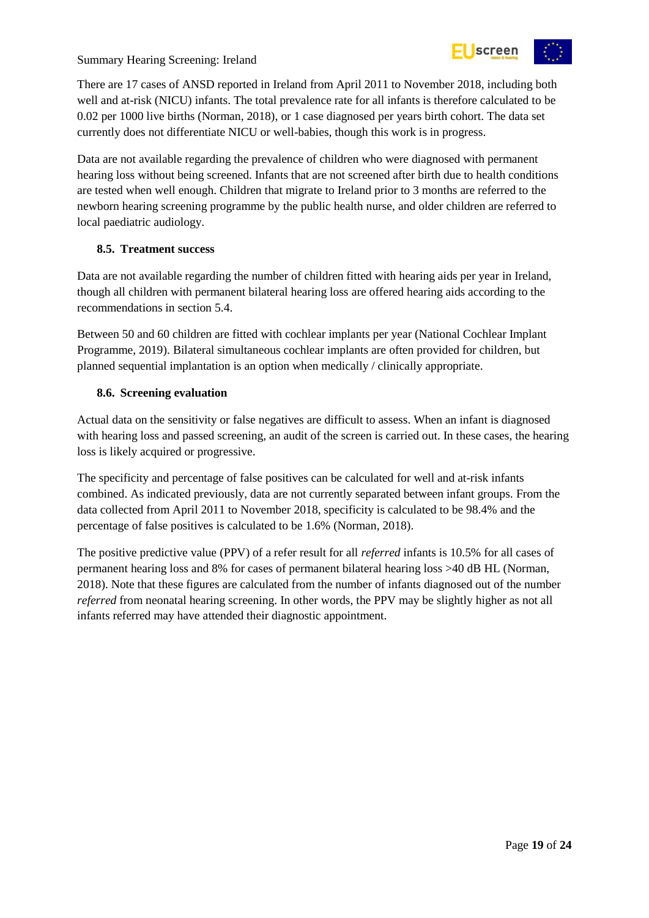There are 17 cases of ANSD reported in Ireland from April 2011 to November 2018, including both well and at-risk (NICU) infants. The total prevalence rate for all infants is therefore calculated to be 0.02 per 1000 live births (Norman, 2018), or 1 case diagnosed per years birth cohort. The data set currently does not differentiate NICU or well-babies, though this work is in progress.

Data are not available regarding the prevalence of children who were diagnosed with permanent hearing loss without being screened. Infants that are not screened after birth due to health conditions are tested when well enough. Children that migrate to Ireland prior to 3 months are referred to the newborn hearing screening programme by the public health nurse, and older children are referred to local paediatric audiology.

### 8.5. Treatment success

Data are not available regarding the number of children fitted with hearing aids per year in Ireland, though all children with permanent bilateral hearing loss are offered hearing aids according to the recommendations in section 5.4.

Between 50 and 60 children are fitted with cochlear implants per year (National Cochlear Implant Programme, 2019). Bilateral simultaneous cochlear implants are often provided for children, but planned sequential implantation is an option when medically / clinically appropriate.

### 8.6. Screening evaluation

Actual data on the sensitivity or false negatives are difficult to assess. When an infant is diagnosed with hearing loss and passed screening, an audit of the screen is carried out. In these cases, the hearing loss is likely acquired or progressive.

The specificity and percentage of false positives can be calculated for well and at-risk infants combined. As indicated previously, data are not currently separated between infant groups. From the data collected from April 2011 to November 2018, specificity is calculated to be 98.4% and the percentage of false positives is calculated to be 1.6% (Norman, 2018).

The positive predictive value (PPV) of a refer result for all *referred* infants is 10.5% for all cases of permanent hearing loss and 8% for cases of permanent bilateral hearing loss >40 dB HL (Norman, 2018). Note that these figures are calculated from the number of infants diagnosed out of the number *referred* from neonatal hearing screening. In other words, the PPV may be slightly higher as not all infants referred may have attended their diagnostic appointment.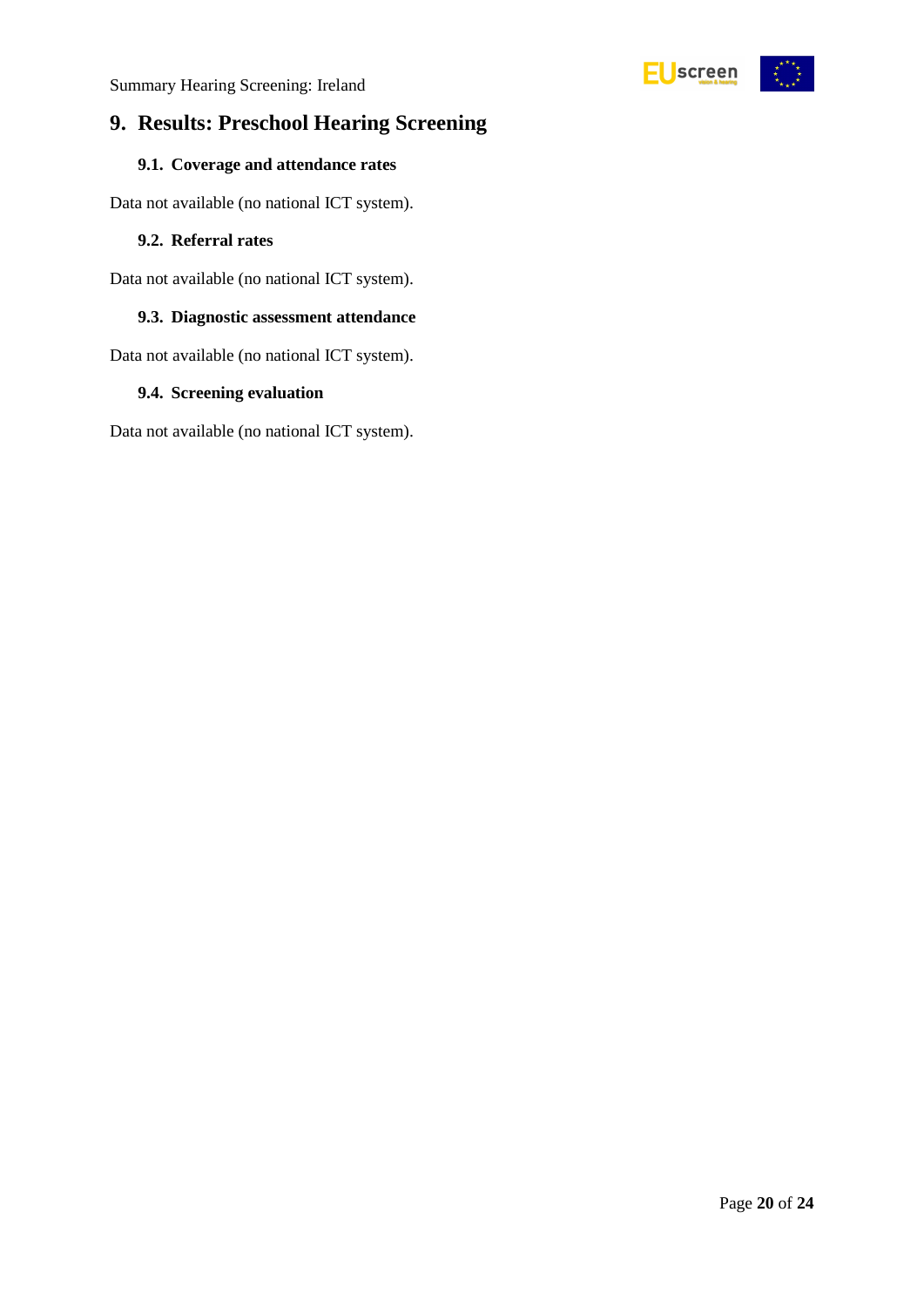# 9. Results: Preschool Hearing Screening

## 9.1. Coverage and attendance rates

Data not available (no national ICT system).

## 9.2. Referral rates

Data not available (no national ICT system).

## 9.3. Diagnostic assessment attendance

Data not available (no national ICT system).

## 9.4. Screening evaluation

Data not available (no national ICT system).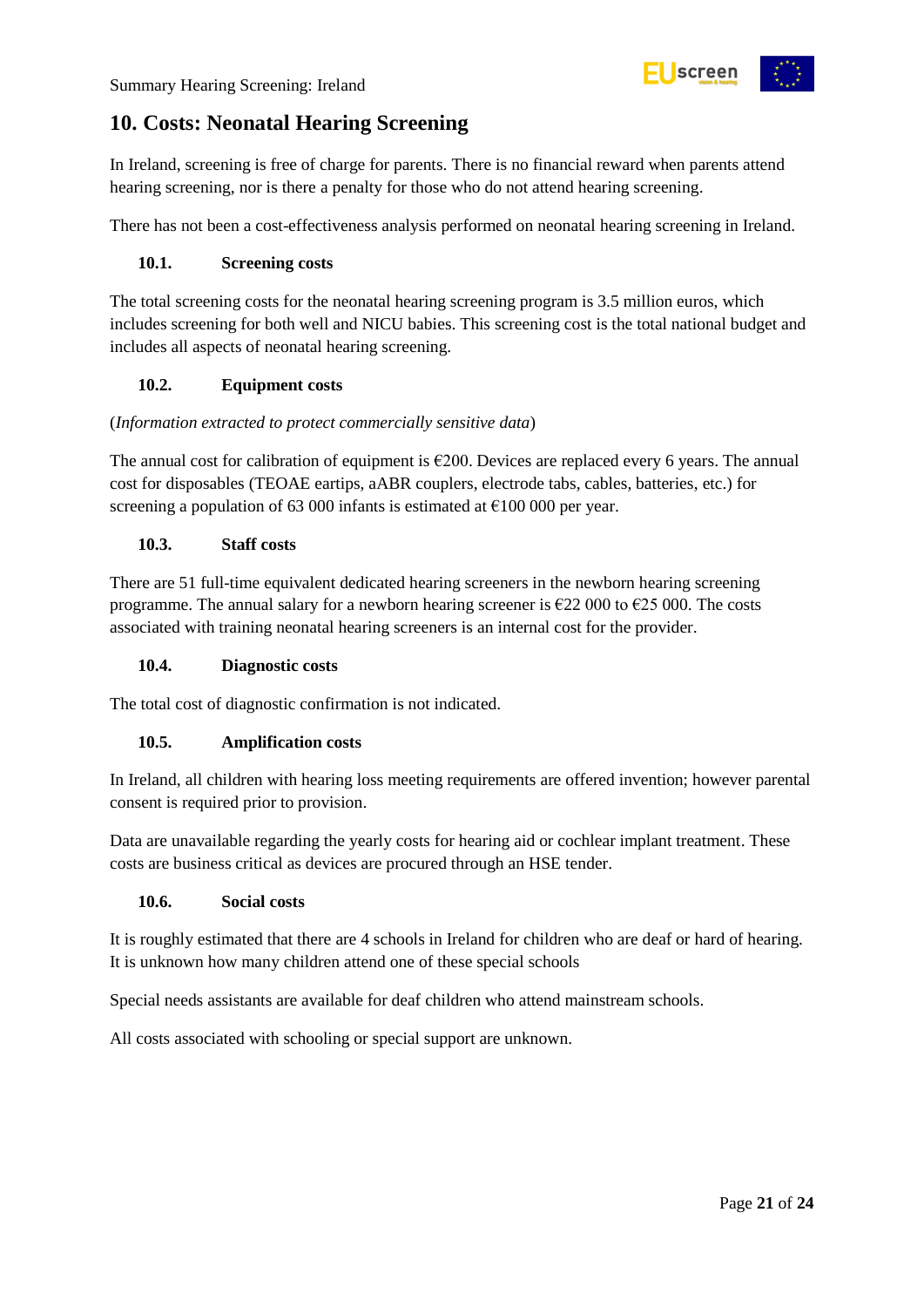## 10. Costs: Neonatal Hearing Screening

In Ireland, screening is free of charge for parents. There is no financial reward when parents attend hearing screening, nor is there a penalty for those who do not attend hearing screening.

There has not been a cost-effectiveness analysis performed on neonatal hearing screening in Ireland.

### 10.1. Screening costs

The total screening costs for the neonatal hearing screening program is 3.5 million euros, which includes screening for both well and NICU babies. This screening cost is the total national budget and includes all aspects of neonatal hearing screening.

### 10.2. Equipment costs

(*Information extracted to protect commercially sensitive data*)

The annual cost for calibration of equipment is €200. Devices are replaced every 6 years. The annual cost for disposables (TEOAE eartips, aABR couplers, electrode tabs, cables, batteries, etc.) for screening a population of 63 000 infants is estimated at €100 000 per year.

### 10.3. Staff costs

There are 51 full-time equivalent dedicated hearing screeners in the newborn hearing screening programme. The annual salary for a newborn hearing screener is €22 000 to €25 000. The costs associated with training neonatal hearing screeners is an internal cost for the provider.

### 10.4. Diagnostic costs

The total cost of diagnostic confirmation is not indicated.

### 10.5. Amplification costs

In Ireland, all children with hearing loss meeting requirements are offered invention; however parental consent is required prior to provision.

Data are unavailable regarding the yearly costs for hearing aid or cochlear implant treatment. These costs are business critical as devices are procured through an HSE tender.

### 10.6. Social costs

It is roughly estimated that there are 4 schools in Ireland for children who are deaf or hard of hearing. It is unknown how many children attend one of these special schools

Special needs assistants are available for deaf children who attend mainstream schools.

All costs associated with schooling or special support are unknown.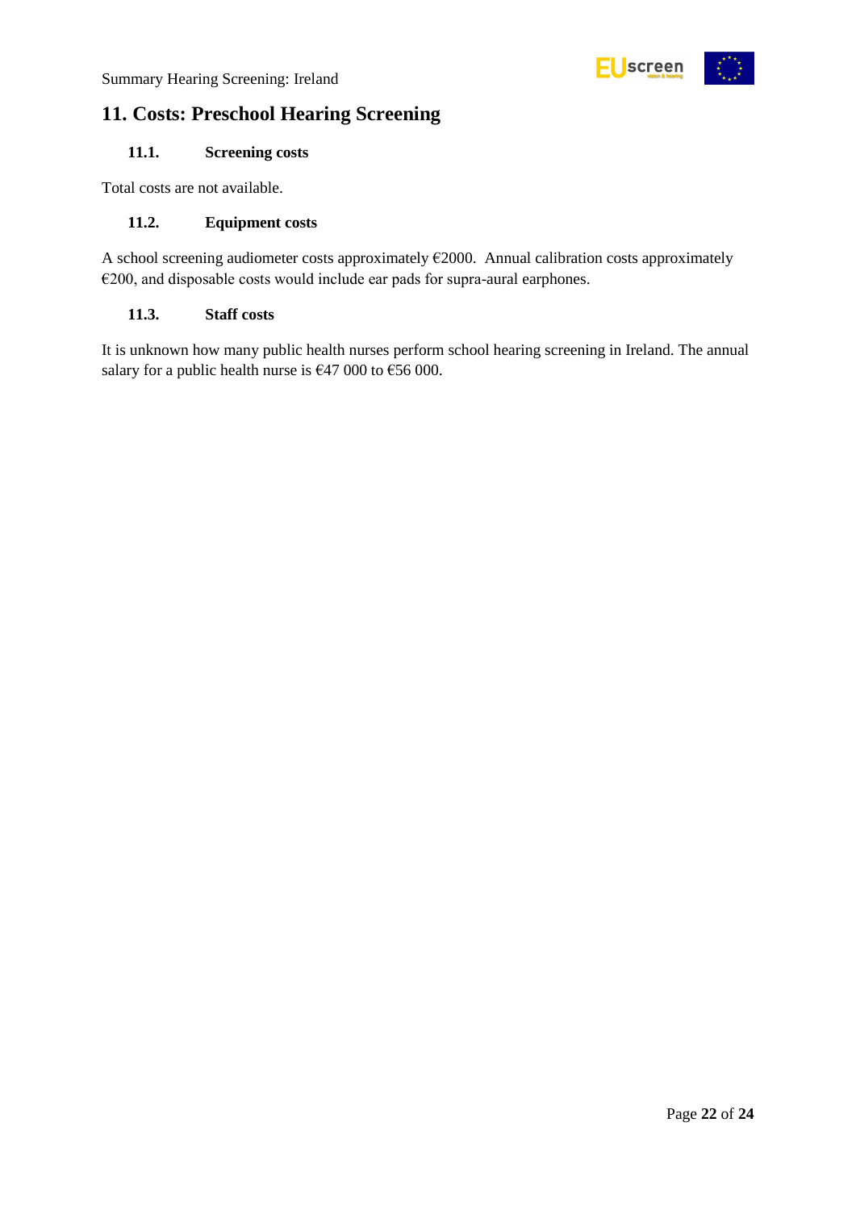## 11. Costs: Preschool Hearing Screening

### 11.1. Screening costs

Total costs are not available.

### 11.2. Equipment costs

A school screening audiometer costs approximately €2000. Annual calibration costs approximately €200, and disposable costs would include ear pads for supra-aural earphones.

### 11.3. Staff costs

It is unknown how many public health nurses perform school hearing screening in Ireland. The annual salary for a public health nurse is €47 000 to €56 000.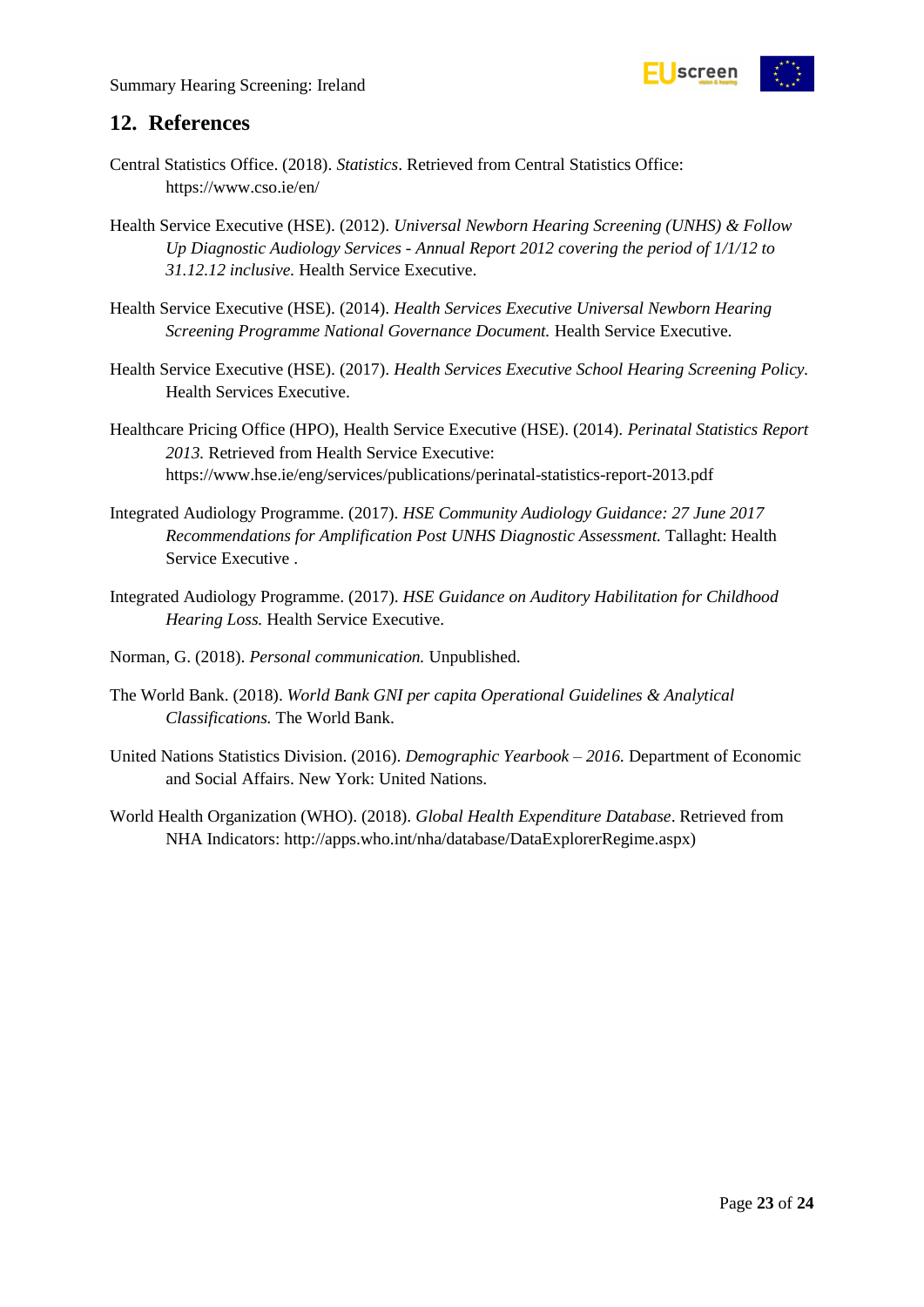## 12. References

Central Statistics Office. (2018). *Statistics*. Retrieved from Central Statistics Office: https://www.cso.ie/en/

Health Service Executive (HSE). (2012). *Universal Newborn Hearing Screening (UNHS) & Follow Up Diagnostic Audiology Services - Annual Report 2012 covering the period of 1/1/12 to 31.12.12 inclusive.* Health Service Executive.

Health Service Executive (HSE). (2014). *Health Services Executive Universal Newborn Hearing Screening Programme National Governance Document.* Health Service Executive.

Health Service Executive (HSE). (2017). *Health Services Executive School Hearing Screening Policy.* Health Services Executive.

Healthcare Pricing Office (HPO), Health Service Executive (HSE). (2014). *Perinatal Statistics Report 2013.* Retrieved from Health Service Executive: https://www.hse.ie/eng/services/publications/perinatal-statistics-report-2013.pdf

Integrated Audiology Programme. (2017). *HSE Community Audiology Guidance: 27 June 2017 Recommendations for Amplification Post UNHS Diagnostic Assessment.* Tallaght: Health Service Executive .

Integrated Audiology Programme. (2017). *HSE Guidance on Auditory Habilitation for Childhood Hearing Loss.* Health Service Executive.

Norman, G. (2018). *Personal communication.* Unpublished.

The World Bank. (2018). *World Bank GNI per capita Operational Guidelines & Analytical Classifications.* The World Bank.

United Nations Statistics Division. (2016). *Demographic Yearbook – 2016.* Department of Economic and Social Affairs. New York: United Nations.

World Health Organization (WHO). (2018). *Global Health Expenditure Database*. Retrieved from NHA Indicators: http://apps.who.int/nha/database/DataExplorerRegime.aspx)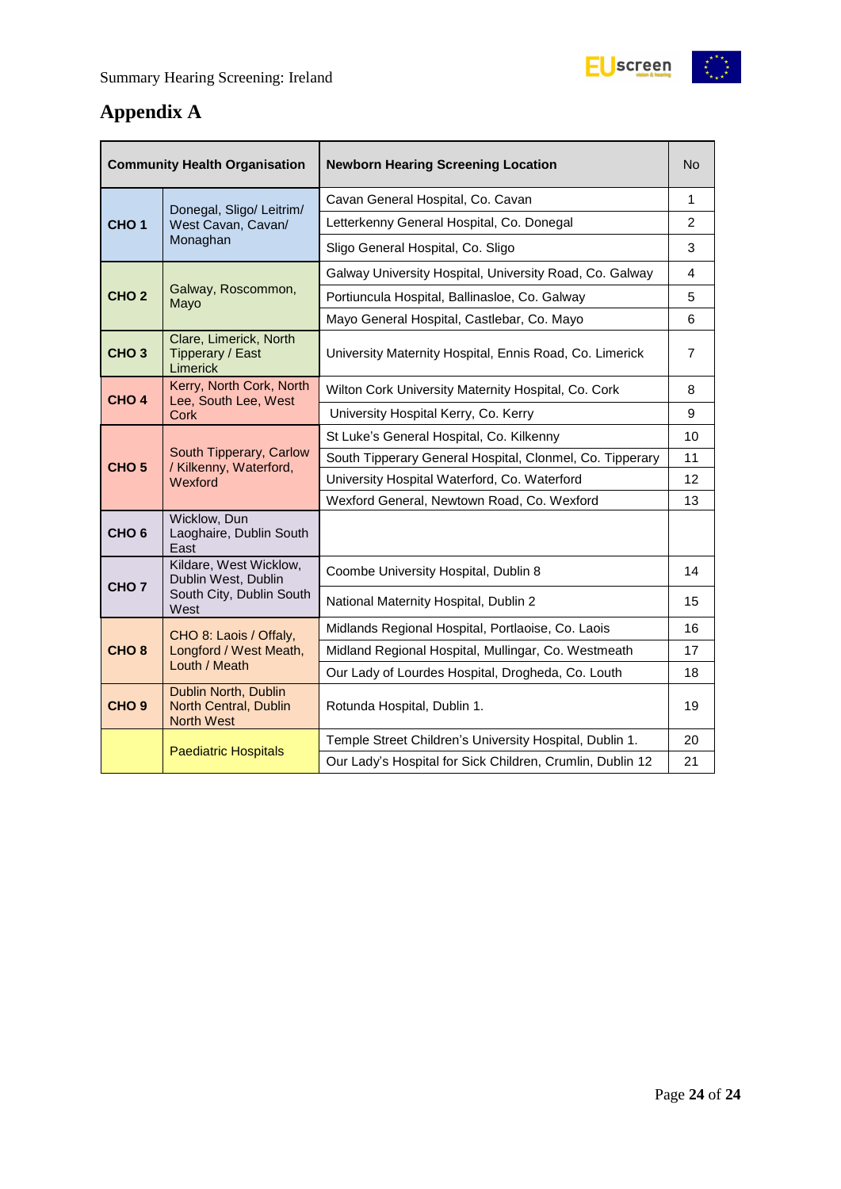# Appendix A

| Community Health Organisation | | Newborn Hearing Screening Location | No |
|---|---|---|---|
| CHO 1 | Donegal, Sligo/ Leitrim/ West Cavan, Cavan/ Monaghan | Cavan General Hospital, Co. Cavan | 1 |
| | | Letterkenny General Hospital, Co. Donegal | 2 |
| | | Sligo General Hospital, Co. Sligo | 3 |
| CHO 2 | Galway, Roscommon, Mayo | Galway University Hospital, University Road, Co. Galway | 4 |
| | | Portiuncula Hospital, Ballinasloe, Co. Galway | 5 |
| | | Mayo General Hospital, Castlebar, Co. Mayo | 6 |
| CHO 3 | Clare, Limerick, North Tipperary / East Limerick | University Maternity Hospital, Ennis Road, Co. Limerick | 7 |
| CHO 4 | Kerry, North Cork, North Lee, South Lee, West Cork | Wilton Cork University Maternity Hospital, Co. Cork | 8 |
| | | University Hospital Kerry, Co. Kerry | 9 |
| CHO 5 | South Tipperary, Carlow / Kilkenny, Waterford, Wexford | St Luke's General Hospital, Co. Kilkenny | 10 |
| | | South Tipperary General Hospital, Clonmel, Co. Tipperary | 11 |
| | | University Hospital Waterford, Co. Waterford | 12 |
| | | Wexford General, Newtown Road, Co. Wexford | 13 |
| CHO 6 | Wicklow, Dun Laoghaire, Dublin South East | | |
| CHO 7 | Kildare, West Wicklow, Dublin West, Dublin South City, Dublin South West | Coombe University Hospital, Dublin 8 | 14 |
| | | National Maternity Hospital, Dublin 2 | 15 |
| CHO 8 | CHO 8: Laois / Offaly, Longford / West Meath, Louth / Meath | Midlands Regional Hospital, Portlaoise, Co. Laois | 16 |
| | | Midland Regional Hospital, Mullingar, Co. Westmeath | 17 |
| | | Our Lady of Lourdes Hospital, Drogheda, Co. Louth | 18 |
| CHO 9 | Dublin North, Dublin North Central, Dublin North West | Rotunda Hospital, Dublin 1. | 19 |
| | Paediatric Hospitals | Temple Street Children's University Hospital, Dublin 1. | 20 |
| | | Our Lady's Hospital for Sick Children, Crumlin, Dublin 12 | 21 |